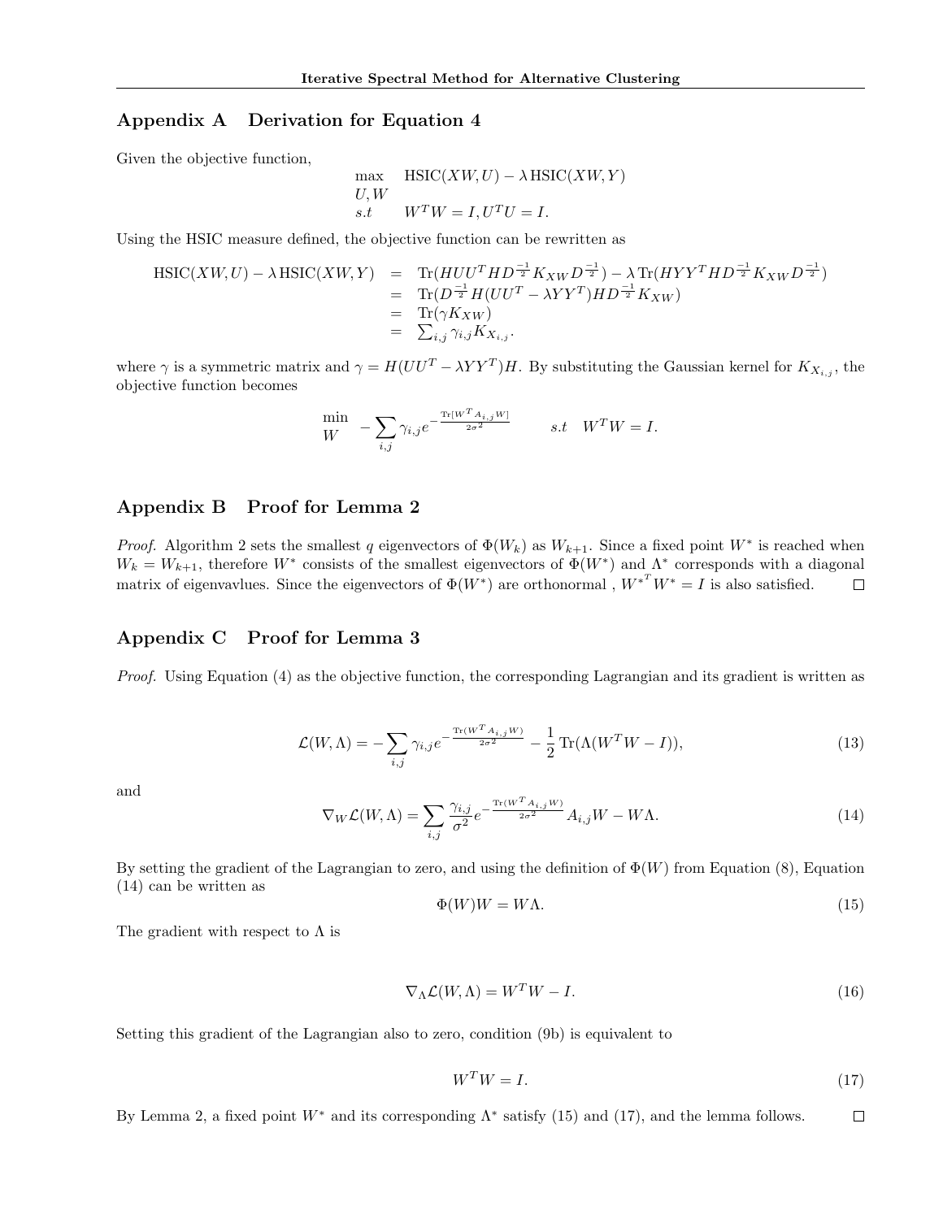## Appendix A Derivation for Equation 4

Given the objective function,

$$\begin{array}{ll} \max\limits_{U,W} & \text{HSIC}(XW, U) - \lambda\, \text{HSIC}(XW, Y) \\ s.t & W^T W = I, U^T U = I. \end{array}$$

Using the HSIC measure defined, the objective function can be rewritten as

$$\begin{aligned} \text{HSIC}(XW, U) - \lambda\, \text{HSIC}(XW, Y) &= \text{Tr}(HUU^T HD^{\frac{-1}{2}} K_{XW} D^{\frac{-1}{2}}) - \lambda\, \text{Tr}(HYY^T HD^{\frac{-1}{2}} K_{XW} D^{\frac{-1}{2}}) \\ &= \text{Tr}(D^{\frac{-1}{2}} H(UU^T - \lambda YY^T) HD^{\frac{-1}{2}} K_{XW}) \\ &= \text{Tr}(\gamma K_{XW}) \\ &= \sum_{i,j} \gamma_{i,j} K_{X_{i,j}}. \end{aligned}$$

where $\gamma$ is a symmetric matrix and $\gamma = H(UU^T - \lambda YY^T)H$. By substituting the Gaussian kernel for $K_{X_{i,j}}$, the objective function becomes

$$\min_{W} \quad -\sum_{i,j} \gamma_{i,j} e^{-\frac{\text{Tr}[W^T A_{i,j} W]}{2\sigma^2}} \qquad s.t \quad W^T W = I.$$

## Appendix B Proof for Lemma 2

*Proof.* Algorithm 2 sets the smallest $q$ eigenvectors of $\Phi(W_k)$ as $W_{k+1}$. Since a fixed point $W^*$ is reached when $W_k = W_{k+1}$, therefore $W^*$ consists of the smallest eigenvectors of $\Phi(W^*)$ and $\Lambda^*$ corresponds with a diagonal matrix of eigenvavlues. Since the eigenvectors of $\Phi(W^*)$ are orthonormal , ${W^*}^T W^* = I$ is also satisfied. □

## Appendix C Proof for Lemma 3

*Proof.* Using Equation (4) as the objective function, the corresponding Lagrangian and its gradient is written as

$$\mathcal{L}(W, \Lambda) = -\sum_{i,j} \gamma_{i,j} e^{-\frac{\text{Tr}(W^T A_{i,j} W)}{2\sigma^2}} - \frac{1}{2}\text{Tr}(\Lambda(W^T W - I)), \tag{13}$$

and

$$\nabla_W \mathcal{L}(W, \Lambda) = \sum_{i,j} \frac{\gamma_{i,j}}{\sigma^2} e^{-\frac{\text{Tr}(W^T A_{i,j} W)}{2\sigma^2}} A_{i,j} W - W\Lambda. \tag{14}$$

By setting the gradient of the Lagrangian to zero, and using the definition of $\Phi(W)$ from Equation (8), Equation (14) can be written as

$$\Phi(W) W = W\Lambda. \tag{15}$$

The gradient with respect to $\Lambda$ is

$$\nabla_\Lambda \mathcal{L}(W, \Lambda) = W^T W - I. \tag{16}$$

Setting this gradient of the Lagrangian also to zero, condition (9b) is equivalent to

$$W^T W = I. \tag{17}$$

By Lemma 2, a fixed point $W^*$ and its corresponding $\Lambda^*$ satisfy (15) and (17), and the lemma follows. □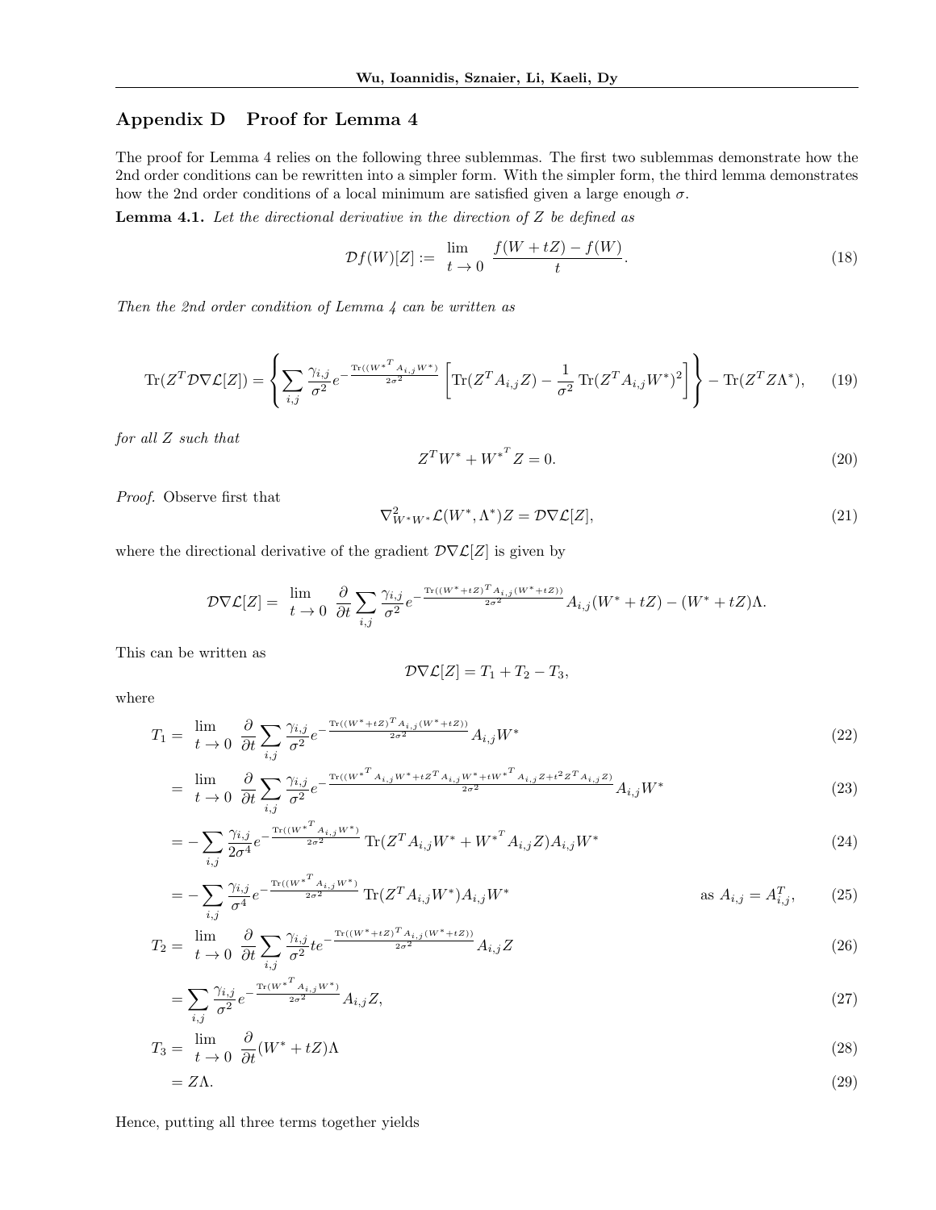## Appendix D Proof for Lemma 4

The proof for Lemma 4 relies on the following three sublemmas. The first two sublemmas demonstrate how the 2nd order conditions can be rewritten into a simpler form. With the simpler form, the third lemma demonstrates how the 2nd order conditions of a local minimum are satisfied given a large enough $\sigma$.

**Lemma 4.1.** *Let the directional derivative in the direction of $Z$ be defined as*

$$\mathcal{D}f(W)[Z] := \lim_{t \to 0} \frac{f(W+tZ) - f(W)}{t}. \tag{18}$$

*Then the 2nd order condition of Lemma 4 can be written as*

$$\operatorname{Tr}(Z^T \mathcal{D}\nabla\mathcal{L}[Z]) = \left\{ \sum_{i,j} \frac{\gamma_{i,j}}{\sigma^2} e^{-\frac{\operatorname{Tr}((W^{*T} A_{i,j} W^*)}{2\sigma^2}} \left[ \operatorname{Tr}(Z^T A_{i,j} Z) - \frac{1}{\sigma^2} \operatorname{Tr}(Z^T A_{i,j} W^*)^2 \right] \right\} - \operatorname{Tr}(Z^T Z \Lambda^*), \tag{19}$$

*for all $Z$ such that*

$$Z^T W^* + W^{*T} Z = 0. \tag{20}$$

*Proof.* Observe first that

$$\nabla^2_{W^* W^*} \mathcal{L}(W^*, \Lambda^*) Z = \mathcal{D}\nabla\mathcal{L}[Z], \tag{21}$$

where the directional derivative of the gradient $\mathcal{D}\nabla\mathcal{L}[Z]$ is given by

$$\mathcal{D}\nabla\mathcal{L}[Z] = \lim_{t \to 0} \frac{\partial}{\partial t} \sum_{i,j} \frac{\gamma_{i,j}}{\sigma^2} e^{-\frac{\operatorname{Tr}((W^*+tZ)^T A_{i,j}(W^*+tZ))}{2\sigma^2}} A_{i,j}(W^* + tZ) - (W^* + tZ)\Lambda.$$

This can be written as

$$\mathcal{D}\nabla\mathcal{L}[Z] = T_1 + T_2 - T_3,$$

where

$$T_1 = \lim_{t \to 0} \frac{\partial}{\partial t} \sum_{i,j} \frac{\gamma_{i,j}}{\sigma^2} e^{-\frac{\operatorname{Tr}((W^*+tZ)^T A_{i,j}(W^*+tZ))}{2\sigma^2}} A_{i,j} W^* \tag{22}$$

$$= \lim_{t \to 0} \frac{\partial}{\partial t} \sum_{i,j} \frac{\gamma_{i,j}}{\sigma^2} e^{-\frac{\operatorname{Tr}((W^{*T} A_{i,j} W^* + tZ^T A_{i,j} W^* + tW^{*T} A_{i,j} Z + t^2 Z^T A_{i,j} Z)}{2\sigma^2}} A_{i,j} W^* \tag{23}$$

$$= -\sum_{i,j} \frac{\gamma_{i,j}}{2\sigma^4} e^{-\frac{\operatorname{Tr}((W^{*T} A_{i,j} W^*)}{2\sigma^2}} \operatorname{Tr}(Z^T A_{i,j} W^* + W^{*T} A_{i,j} Z) A_{i,j} W^* \tag{24}$$

$$= -\sum_{i,j} \frac{\gamma_{i,j}}{\sigma^4} e^{-\frac{\operatorname{Tr}((W^{*T} A_{i,j} W^*)}{2\sigma^2}} \operatorname{Tr}(Z^T A_{i,j} W^*) A_{i,j} W^* \qquad \text{as } A_{i,j} = A_{i,j}^T, \tag{25}$$

$$T_2 = \lim_{t \to 0} \frac{\partial}{\partial t} \sum_{i,j} \frac{\gamma_{i,j}}{\sigma^2} t e^{-\frac{\operatorname{Tr}((W^*+tZ)^T A_{i,j}(W^*+tZ))}{2\sigma^2}} A_{i,j} Z \tag{26}$$

$$= \sum_{i,j} \frac{\gamma_{i,j}}{\sigma^2} e^{-\frac{\operatorname{Tr}(W^{*T} A_{i,j} W^*)}{2\sigma^2}} A_{i,j} Z, \tag{27}$$

$$T_3 = \lim_{t \to 0} \frac{\partial}{\partial t} (W^* + tZ)\Lambda \tag{28}$$

$$= Z\Lambda. \tag{29}$$

Hence, putting all three terms together yields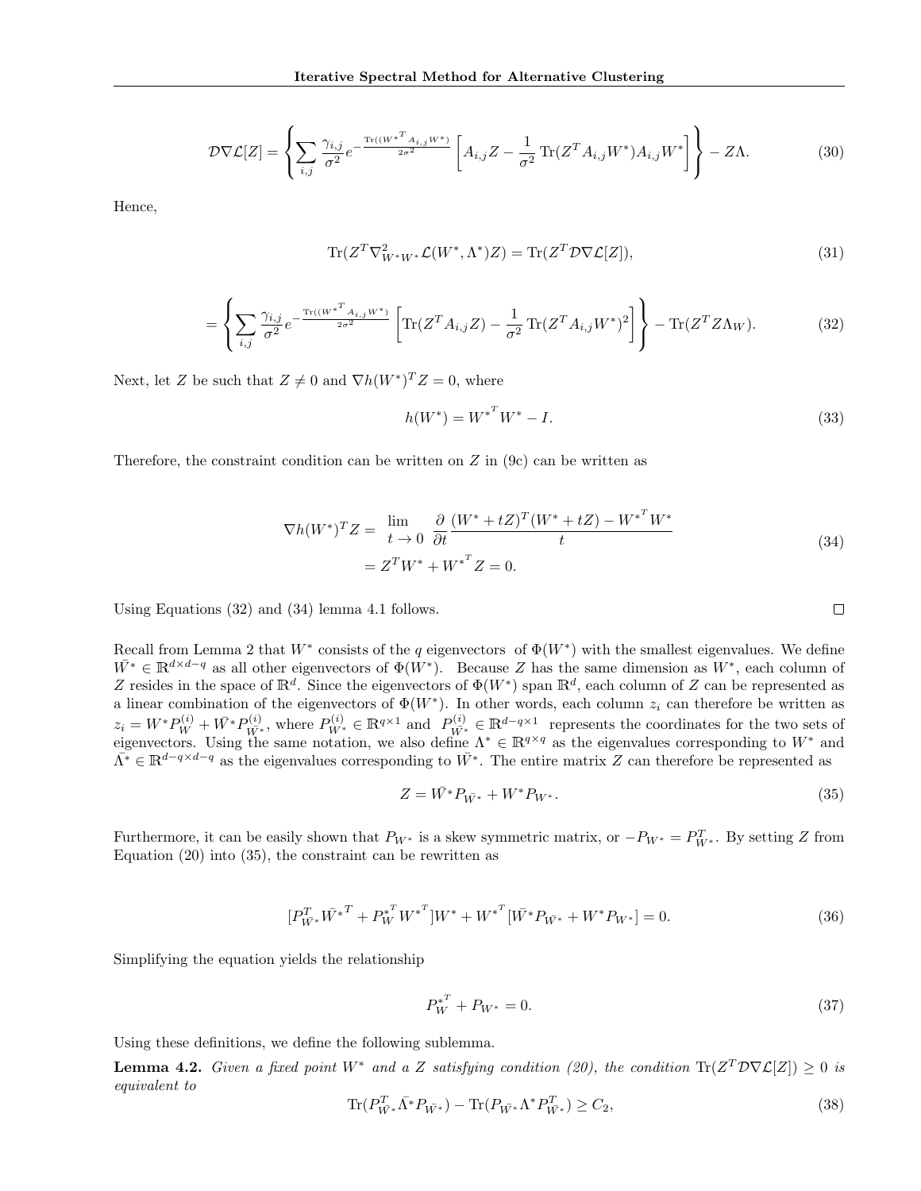$$\mathcal{D}\nabla\mathcal{L}[Z] = \left\{ \sum_{i,j} \frac{\gamma_{i,j}}{\sigma^2} e^{-\frac{\text{Tr}((W^{*^T} A_{i,j} W^*)}{2\sigma^2}} \left[ A_{i,j} Z - \frac{1}{\sigma^2} \text{Tr}(Z^T A_{i,j} W^*) A_{i,j} W^* \right] \right\} - Z\Lambda. \tag{30}$$

Hence,

$$\text{Tr}(Z^T \nabla^2_{W^*W^*} \mathcal{L}(W^*, \Lambda^*) Z) = \text{Tr}(Z^T \mathcal{D}\nabla\mathcal{L}[Z]), \tag{31}$$

$$= \left\{ \sum_{i,j} \frac{\gamma_{i,j}}{\sigma^2} e^{-\frac{\text{Tr}((W^{*^T} A_{i,j} W^*)}{2\sigma^2}} \left[ \text{Tr}(Z^T A_{i,j} Z) - \frac{1}{\sigma^2} \text{Tr}(Z^T A_{i,j} W^*)^2 \right] \right\} - \text{Tr}(Z^T Z \Lambda_W). \tag{32}$$

Next, let $Z$ be such that $Z \neq 0$ and $\nabla h(W^*)^T Z = 0$, where

$$h(W^*) = W^{*^T} W^* - I. \tag{33}$$

Therefore, the constraint condition can be written on $Z$ in (9c) can be written as

$$\begin{aligned} \nabla h(W^*)^T Z = & \lim_{t \to 0} \frac{\partial}{\partial t} \frac{(W^* + tZ)^T (W^* + tZ) - W^{*^T} W^*}{t} \\ & = Z^T W^* + W^{*^T} Z = 0. \end{aligned} \tag{34}$$

Using Equations (32) and (34) lemma 4.1 follows. $\square$

Recall from Lemma 2 that $W^*$ consists of the $q$ eigenvectors of $\Phi(W^*)$ with the smallest eigenvalues. We define $\bar{W^*} \in \mathbb{R}^{d \times d-q}$ as all other eigenvectors of $\Phi(W^*)$. Because $Z$ has the same dimension as $W^*$, each column of $Z$ resides in the space of $\mathbb{R}^d$. Since the eigenvectors of $\Phi(W^*)$ span $\mathbb{R}^d$, each column of $Z$ can be represented as a linear combination of the eigenvectors of $\Phi(W^*)$. In other words, each column $z_i$ can therefore be written as $z_i = W^* P_W^{(i)} + \bar{W^*} P_{\bar{W^*}}^{(i)}$, where $P_{W^*}^{(i)} \in \mathbb{R}^{q \times 1}$ and $P_{\bar{W^*}}^{(i)} \in \mathbb{R}^{d-q \times 1}$ represents the coordinates for the two sets of eigenvectors. Using the same notation, we also define $\Lambda^* \in \mathbb{R}^{q \times q}$ as the eigenvalues corresponding to $W^*$ and $\bar{\Lambda^*} \in \mathbb{R}^{d-q \times d-q}$ as the eigenvalues corresponding to $\bar{W^*}$. The entire matrix $Z$ can therefore be represented as

$$Z = \bar{W^*} P_{\bar{W^*}} + W^* P_{W^*}. \tag{35}$$

Furthermore, it can be easily shown that $P_{W^*}$ is a skew symmetric matrix, or $-P_{W^*} = P_{W^*}^T$. By setting $Z$ from Equation (20) into (35), the constraint can be rewritten as

$$[P_{\bar{W^*}}^T \bar{W^*}^T + P_W^{*^T} W^{*^T}] W^* + W^{*^T} [\bar{W^*} P_{\bar{W^*}} + W^* P_{W^*}] = 0. \tag{36}$$

Simplifying the equation yields the relationship

$$P_W^{*^T} + P_{W^*} = 0. \tag{37}$$

Using these definitions, we define the following sublemma.

**Lemma 4.2.** *Given a fixed point $W^*$ and a $Z$ satisfying condition (20), the condition $\text{Tr}(Z^T \mathcal{D}\nabla\mathcal{L}[Z]) \geq 0$ is equivalent to*

$$\text{Tr}(P_{\bar{W^*}}^T \bar{\Lambda^*} P_{\bar{W^*}}) - \text{Tr}(P_{\bar{W^*}} \Lambda^* P_{\bar{W^*}}^T) \geq C_2, \tag{38}$$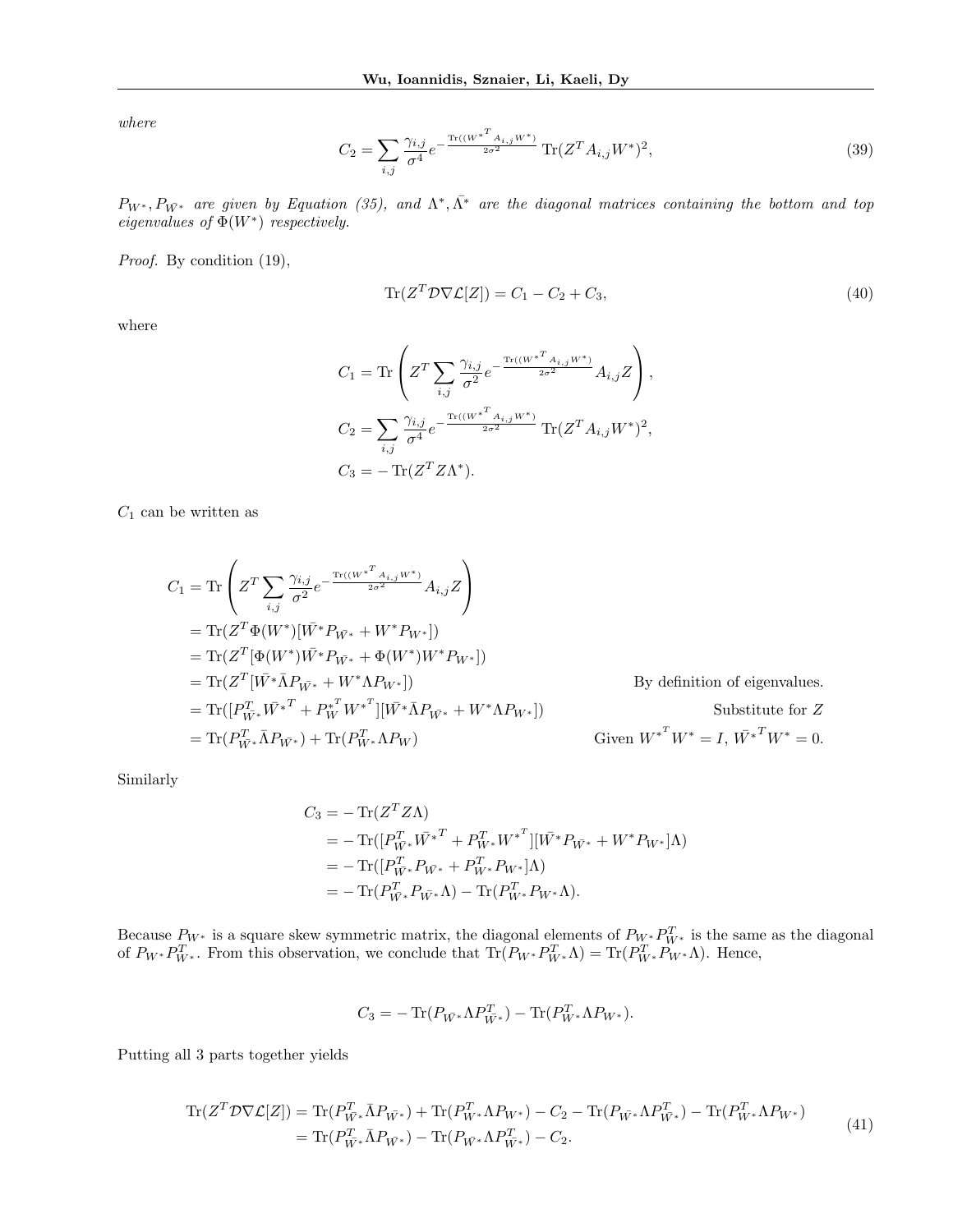*where*

$$C_2 = \sum_{i,j} \frac{\gamma_{i,j}}{\sigma^4} e^{-\frac{\operatorname{Tr}((W^{*T} A_{i,j} W^*)}{2\sigma^2}} \operatorname{Tr}(Z^T A_{i,j} W^*)^2, \tag{39}$$

*$P_{W^*}, P_{\bar{W}^*}$ are given by Equation (35), and $\Lambda^*, \bar{\Lambda^*}$ are the diagonal matrices containing the bottom and top eigenvalues of $\Phi(W^*)$ respectively.*

*Proof.* By condition (19),

$$\operatorname{Tr}(Z^T \mathcal{D} \nabla \mathcal{L}[Z]) = C_1 - C_2 + C_3, \tag{40}$$

where

$$C_1 = \operatorname{Tr}\left( Z^T \sum_{i,j} \frac{\gamma_{i,j}}{\sigma^2} e^{-\frac{\operatorname{Tr}((W^{*T} A_{i,j} W^*)}{2\sigma^2}} A_{i,j} Z \right),$$

$$C_2 = \sum_{i,j} \frac{\gamma_{i,j}}{\sigma^4} e^{-\frac{\operatorname{Tr}((W^{*T} A_{i,j} W^*)}{2\sigma^2}} \operatorname{Tr}(Z^T A_{i,j} W^*)^2,$$

$$C_3 = -\operatorname{Tr}(Z^T Z \Lambda^*).$$

$C_1$ can be written as

$$\begin{aligned}
C_1 &= \operatorname{Tr}\left( Z^T \sum_{i,j} \frac{\gamma_{i,j}}{\sigma^2} e^{-\frac{\operatorname{Tr}((W^{*T} A_{i,j} W^*)}{2\sigma^2}} A_{i,j} Z \right) \\
&= \operatorname{Tr}(Z^T \Phi(W^*)[\bar{W}^* P_{\bar{W}^*} + W^* P_{W^*}]) \\
&= \operatorname{Tr}(Z^T [\Phi(W^*)\bar{W}^* P_{\bar{W}^*} + \Phi(W^*) W^* P_{W^*}]) \\
&= \operatorname{Tr}(Z^T [\bar{W}^* \bar{\Lambda} P_{\bar{W}^*} + W^* \Lambda P_{W^*}]) && \text{By definition of eigenvalues.} \\
&= \operatorname{Tr}([P_{\bar{W}^*}^T \bar{W}^{*T} + P_W^{*T} W^{*T}][\bar{W}^* \bar{\Lambda} P_{\bar{W}^*} + W^* \Lambda P_{W^*}]) && \text{Substitute for } Z \\
&= \operatorname{Tr}(P_{\bar{W}^*}^T \bar{\Lambda} P_{\bar{W}^*}) + \operatorname{Tr}(P_{W^*}^T \Lambda P_W) && \text{Given } W^{*T} W^* = I,\ \bar{W}^{*T} W^* = 0.
\end{aligned}$$

Similarly

$$\begin{aligned}
C_3 &= -\operatorname{Tr}(Z^T Z \Lambda) \\
&= -\operatorname{Tr}([P_{\bar{W}^*}^T \bar{W}^{*T} + P_{W^*}^T W^{*T}][\bar{W}^* P_{\bar{W}^*} + W^* P_{W^*}]\Lambda) \\
&= -\operatorname{Tr}([P_{\bar{W}^*}^T P_{\bar{W}^*} + P_{W^*}^T P_{W^*}]\Lambda) \\
&= -\operatorname{Tr}(P_{\bar{W}^*}^T P_{\bar{W}^*} \Lambda) - \operatorname{Tr}(P_{W^*}^T P_{W^*} \Lambda).
\end{aligned}$$

Because $P_{W^*}$ is a square skew symmetric matrix, the diagonal elements of $P_{W^*} P_{W^*}^T$ is the same as the diagonal of $P_{W^*} P_{W^*}^T$. From this observation, we conclude that $\operatorname{Tr}(P_{W^*} P_{W^*}^T \Lambda) = \operatorname{Tr}(P_{W^*}^T P_{W^*} \Lambda)$. Hence,

$$C_3 = -\operatorname{Tr}(P_{\bar{W}^*} \Lambda P_{\bar{W}^*}^T) - \operatorname{Tr}(P_{W^*}^T \Lambda P_{W^*}).$$

Putting all 3 parts together yields

$$\begin{aligned}
\operatorname{Tr}(Z^T \mathcal{D} \nabla \mathcal{L}[Z]) &= \operatorname{Tr}(P_{\bar{W}^*}^T \bar{\Lambda} P_{\bar{W}^*}) + \operatorname{Tr}(P_{W^*}^T \Lambda P_{W^*}) - C_2 - \operatorname{Tr}(P_{\bar{W}^*} \Lambda P_{\bar{W}^*}^T) - \operatorname{Tr}(P_{W^*}^T \Lambda P_{W^*}) \\
&= \operatorname{Tr}(P_{\bar{W}^*}^T \bar{\Lambda} P_{\bar{W}^*}) - \operatorname{Tr}(P_{\bar{W}^*} \Lambda P_{\bar{W}^*}^T) - C_2.
\end{aligned} \tag{41}$$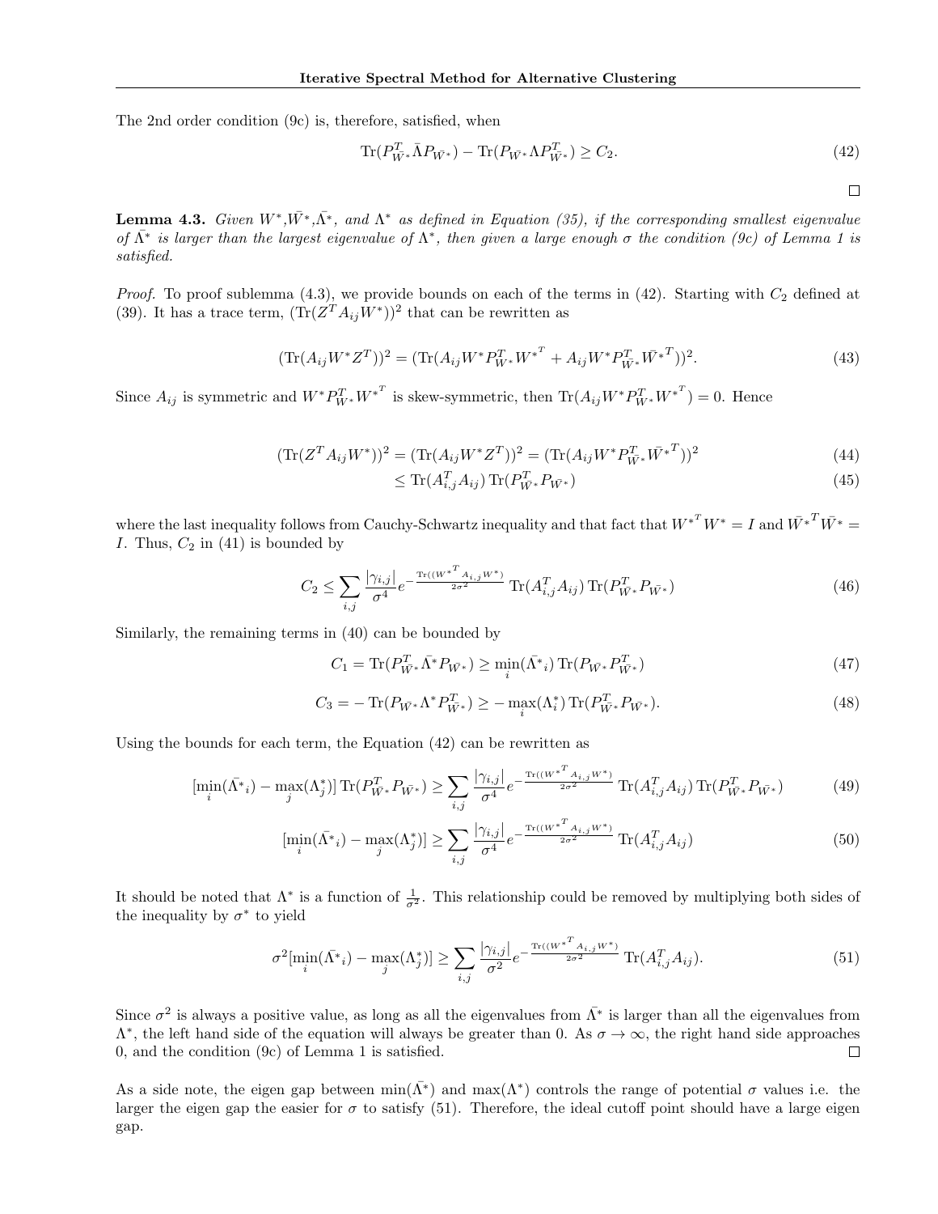The 2nd order condition (9c) is, therefore, satisfied, when

$$\text{Tr}(P_{\bar{W}^*}^T \bar{\Lambda} P_{\bar{W}^*}) - \text{Tr}(P_{\bar{W}^*} \Lambda P_{\bar{W}^*}^T) \geq C_2. \tag{42}$$

□

**Lemma 4.3.** *Given $W^*$,$\bar{W}^*$,$\bar{\Lambda}^*$, and $\Lambda^*$ as defined in Equation (35), if the corresponding smallest eigenvalue of $\bar{\Lambda}^*$ is larger than the largest eigenvalue of $\Lambda^*$, then given a large enough $\sigma$ the condition (9c) of Lemma 1 is satisfied.*

*Proof.* To proof sublemma (4.3), we provide bounds on each of the terms in (42). Starting with $C_2$ defined at (39). It has a trace term, $(\text{Tr}(Z^T A_{ij} W^*))^2$ that can be rewritten as

$$(\text{Tr}(A_{ij} W^* Z^T))^2 = (\text{Tr}(A_{ij} W^* P_{W^*}^T {W^*}^T + A_{ij} W^* P_{\bar{W}^*}^T {\bar{W}^*}^T))^2. \tag{43}$$

Since $A_{ij}$ is symmetric and $W^* P_{W^*}^T {W^*}^T$ is skew-symmetric, then $\text{Tr}(A_{ij} W^* P_{W^*}^T {W^*}^T) = 0$. Hence

$$(\text{Tr}(Z^T A_{ij} W^*))^2 = (\text{Tr}(A_{ij} W^* Z^T))^2 = (\text{Tr}(A_{ij} W^* P_{\bar{W}^*}^T {\bar{W}^*}^T))^2 \tag{44}$$

$$\leq \text{Tr}(A_{i,j}^T A_{ij}) \, \text{Tr}(P_{\bar{W}^*}^T P_{\bar{W}^*}) \tag{45}$$

where the last inequality follows from Cauchy-Schwartz inequality and that fact that ${W^*}^T W^* = I$ and ${\bar{W}^*}^T \bar{W}^* = I$. Thus, $C_2$ in (41) is bounded by

$$C_2 \leq \sum_{i,j} \frac{|\gamma_{i,j}|}{\sigma^4} e^{-\frac{\text{Tr}(({W^*}^T A_{i,j} W^*)}{2\sigma^2}} \text{Tr}(A_{i,j}^T A_{ij}) \, \text{Tr}(P_{\bar{W}^*}^T P_{\bar{W}^*}) \tag{46}$$

Similarly, the remaining terms in (40) can be bounded by

$$C_1 = \text{Tr}(P_{\bar{W}^*}^T \bar{\Lambda}^* P_{\bar{W}^*}) \geq \min_i(\bar{\Lambda}^*{}_i) \, \text{Tr}(P_{\bar{W}^*} P_{\bar{W}^*}^T) \tag{47}$$

$$C_3 = -\text{Tr}(P_{\bar{W}^*} \Lambda^* P_{\bar{W}^*}^T) \geq -\max_i(\Lambda_i^*) \, \text{Tr}(P_{\bar{W}^*}^T P_{\bar{W}^*}). \tag{48}$$

Using the bounds for each term, the Equation (42) can be rewritten as

$$[\min_i(\bar{\Lambda}^*{}_i) - \max_j(\Lambda_j^*)] \, \text{Tr}(P_{\bar{W}^*}^T P_{\bar{W}^*}) \geq \sum_{i,j} \frac{|\gamma_{i,j}|}{\sigma^4} e^{-\frac{\text{Tr}(({W^*}^T A_{i,j} W^*)}{2\sigma^2}} \text{Tr}(A_{i,j}^T A_{ij}) \, \text{Tr}(P_{\bar{W}^*}^T P_{\bar{W}^*}) \tag{49}$$

$$[\min_i(\bar{\Lambda}^*{}_i) - \max_j(\Lambda_j^*)] \geq \sum_{i,j} \frac{|\gamma_{i,j}|}{\sigma^4} e^{-\frac{\text{Tr}(({W^*}^T A_{i,j} W^*)}{2\sigma^2}} \text{Tr}(A_{i,j}^T A_{ij}) \tag{50}$$

It should be noted that $\Lambda^*$ is a function of $\frac{1}{\sigma^2}$. This relationship could be removed by multiplying both sides of the inequality by $\sigma^*$ to yield

$$\sigma^2[\min_i(\bar{\Lambda}^*{}_i) - \max_j(\Lambda_j^*)] \geq \sum_{i,j} \frac{|\gamma_{i,j}|}{\sigma^2} e^{-\frac{\text{Tr}(({W^*}^T A_{i,j} W^*)}{2\sigma^2}} \text{Tr}(A_{i,j}^T A_{ij}). \tag{51}$$

Since $\sigma^2$ is always a positive value, as long as all the eigenvalues from $\bar{\Lambda}^*$ is larger than all the eigenvalues from $\Lambda^*$, the left hand side of the equation will always be greater than 0. As $\sigma \to \infty$, the right hand side approaches 0, and the condition (9c) of Lemma 1 is satisfied. □

As a side note, the eigen gap between $\min(\bar{\Lambda}^*)$ and $\max(\Lambda^*)$ controls the range of potential $\sigma$ values i.e. the larger the eigen gap the easier for $\sigma$ to satisfy (51). Therefore, the ideal cutoff point should have a large eigen gap.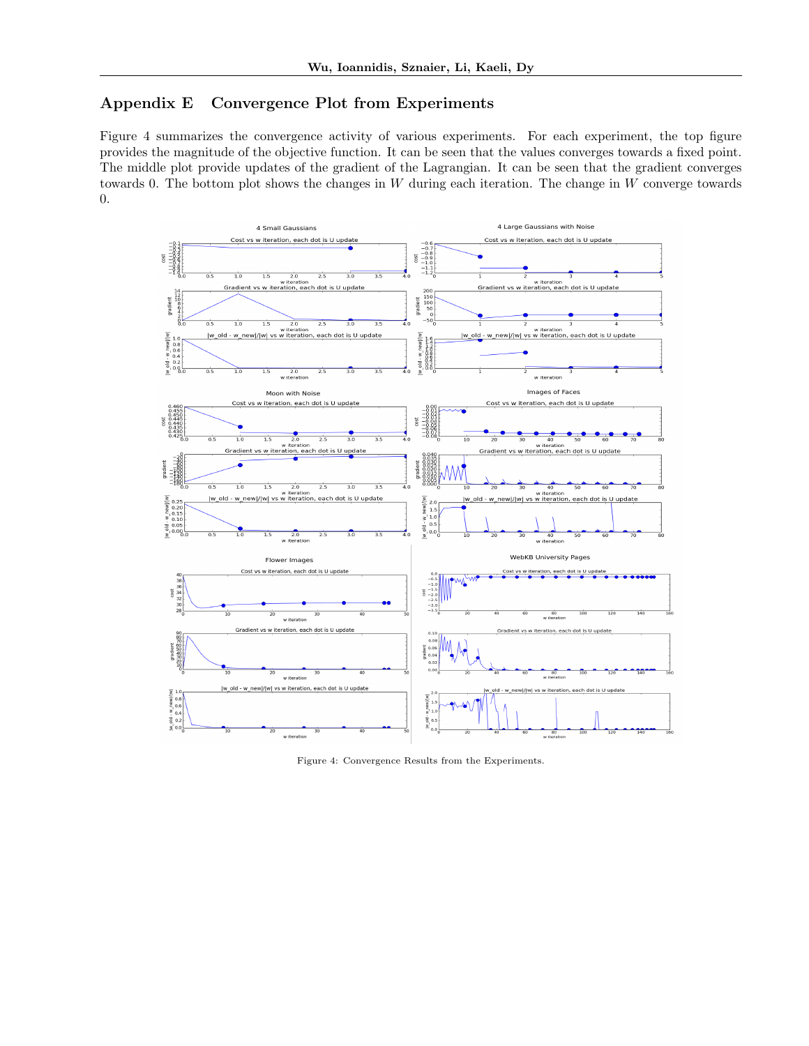## Appendix E Convergence Plot from Experiments

Figure 4 summarizes the convergence activity of various experiments. For each experiment, the top figure provides the magnitude of the objective function. It can be seen that the values converges towards a fixed point. The middle plot provide updates of the gradient of the Lagrangian. It can be seen that the gradient converges towards 0. The bottom plot shows the changes in $W$ during each iteration. The change in $W$ converge towards 0.

Figure 4: Convergence Results from the Experiments.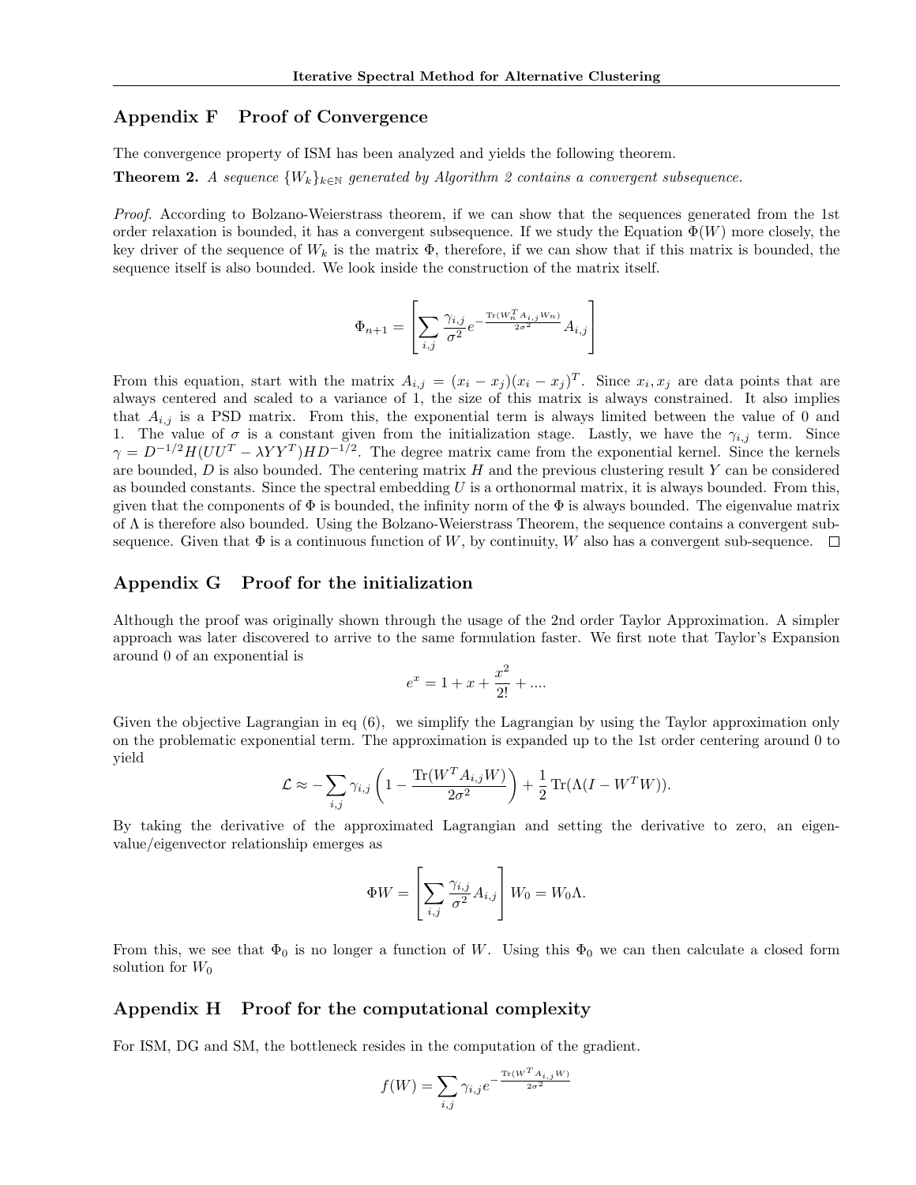## Appendix F Proof of Convergence

The convergence property of ISM has been analyzed and yields the following theorem.

**Theorem 2.** *A sequence $\{W_k\}_{k \in \mathbb{N}}$ generated by Algorithm 2 contains a convergent subsequence.*

*Proof.* According to Bolzano-Weierstrass theorem, if we can show that the sequences generated from the 1st order relaxation is bounded, it has a convergent subsequence. If we study the Equation $\Phi(W)$ more closely, the key driver of the sequence of $W_k$ is the matrix $\Phi$, therefore, if we can show that if this matrix is bounded, the sequence itself is also bounded. We look inside the construction of the matrix itself.

$$\Phi_{n+1} = \left[ \sum_{i,j} \frac{\gamma_{i,j}}{\sigma^2} e^{-\frac{\text{Tr}(W_n^T A_{i,j} W_n)}{2\sigma^2}} A_{i,j} \right]$$

From this equation, start with the matrix $A_{i,j} = (x_i - x_j)(x_i - x_j)^T$. Since $x_i, x_j$ are data points that are always centered and scaled to a variance of 1, the size of this matrix is always constrained. It also implies that $A_{i,j}$ is a PSD matrix. From this, the exponential term is always limited between the value of 0 and 1. The value of $\sigma$ is a constant given from the initialization stage. Lastly, we have the $\gamma_{i,j}$ term. Since $\gamma = D^{-1/2} H (UU^T - \lambda YY^T) H D^{-1/2}$. The degree matrix came from the exponential kernel. Since the kernels are bounded, $D$ is also bounded. The centering matrix $H$ and the previous clustering result $Y$ can be considered as bounded constants. Since the spectral embedding $U$ is a orthonormal matrix, it is always bounded. From this, given that the components of $\Phi$ is bounded, the infinity norm of the $\Phi$ is always bounded. The eigenvalue matrix of $\Lambda$ is therefore also bounded. Using the Bolzano-Weierstrass Theorem, the sequence contains a convergent subsequence. Given that $\Phi$ is a continuous function of $W$, by continuity, $W$ also has a convergent sub-sequence. □

## Appendix G Proof for the initialization

Although the proof was originally shown through the usage of the 2nd order Taylor Approximation. A simpler approach was later discovered to arrive to the same formulation faster. We first note that Taylor's Expansion around 0 of an exponential is

$$e^x = 1 + x + \frac{x^2}{2!} + ....$$

Given the objective Lagrangian in eq (6), we simplify the Lagrangian by using the Taylor approximation only on the problematic exponential term. The approximation is expanded up to the 1st order centering around 0 to yield

$$\mathcal{L} \approx -\sum_{i,j} \gamma_{i,j} \left( 1 - \frac{\text{Tr}(W^T A_{i,j} W)}{2\sigma^2} \right) + \frac{1}{2} \text{Tr}(\Lambda(I - W^T W)).$$

By taking the derivative of the approximated Lagrangian and setting the derivative to zero, an eigenvalue/eigenvector relationship emerges as

$$\Phi W = \left[ \sum_{i,j} \frac{\gamma_{i,j}}{\sigma^2} A_{i,j} \right] W_0 = W_0 \Lambda.$$

From this, we see that $\Phi_0$ is no longer a function of $W$. Using this $\Phi_0$ we can then calculate a closed form solution for $W_0$

## Appendix H Proof for the computational complexity

For ISM, DG and SM, the bottleneck resides in the computation of the gradient.

$$f(W) = \sum_{i,j} \gamma_{i,j} e^{-\frac{\text{Tr}(W^T A_{i,j} W)}{2\sigma^2}}$$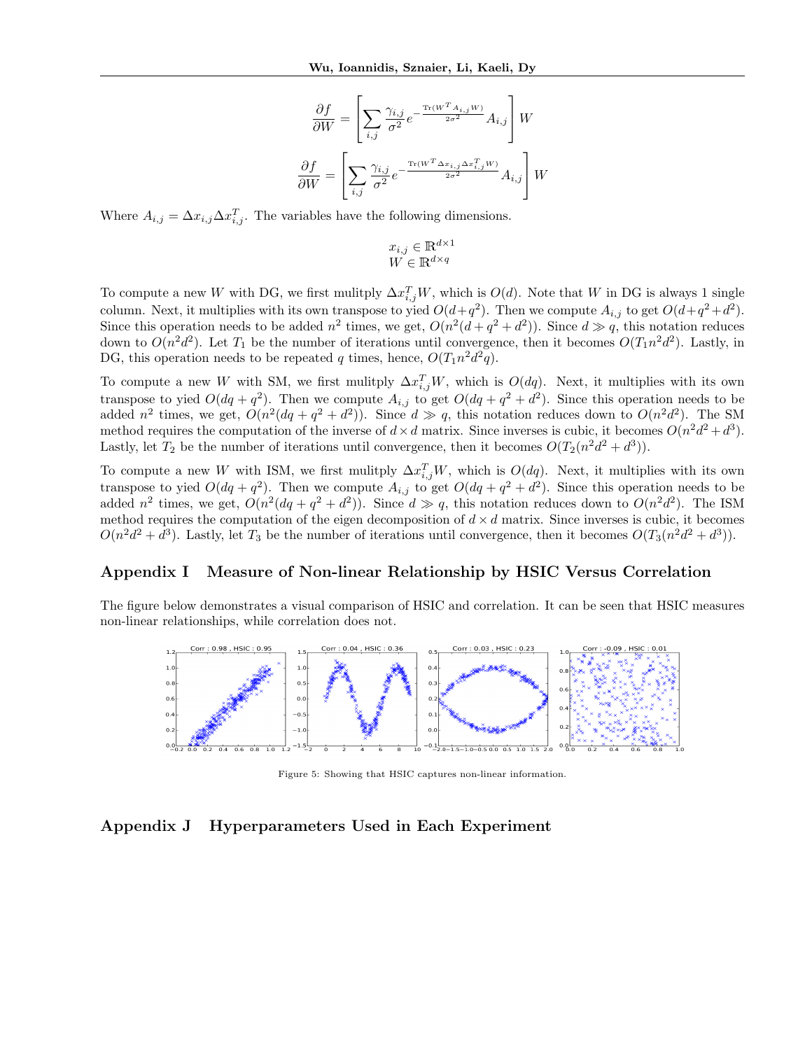$$\frac{\partial f}{\partial W} = \left[ \sum_{i,j} \frac{\gamma_{i,j}}{\sigma^2} e^{-\frac{\text{Tr}(W^T A_{i,j} W)}{2\sigma^2}} A_{i,j} \right] W$$

$$\frac{\partial f}{\partial W} = \left[ \sum_{i,j} \frac{\gamma_{i,j}}{\sigma^2} e^{-\frac{\text{Tr}(W^T \Delta x_{i,j} \Delta x_{i,j}^T W)}{2\sigma^2}} A_{i,j} \right] W$$

Where $A_{i,j} = \Delta x_{i,j} \Delta x_{i,j}^T$. The variables have the following dimensions.

$$x_{i,j} \in \mathbb{R}^{d \times 1}$$
$$W \in \mathbb{R}^{d \times q}$$

To compute a new $W$ with DG, we first mulitply $\Delta x_{i,j}^T W$, which is $O(d)$. Note that $W$ in DG is always 1 single column. Next, it multiplies with its own transpose to yied $O(d+q^2)$. Then we compute $A_{i,j}$ to get $O(d+q^2+d^2)$. Since this operation needs to be added $n^2$ times, we get, $O(n^2(d+q^2+d^2))$. Since $d \gg q$, this notation reduces down to $O(n^2d^2)$. Let $T_1$ be the number of iterations until convergence, then it becomes $O(T_1 n^2 d^2)$. Lastly, in DG, this operation needs to be repeated $q$ times, hence, $O(T_1 n^2 d^2 q)$.

To compute a new $W$ with SM, we first mulitply $\Delta x_{i,j}^T W$, which is $O(dq)$. Next, it multiplies with its own transpose to yied $O(dq+q^2)$. Then we compute $A_{i,j}$ to get $O(dq+q^2+d^2)$. Since this operation needs to be added $n^2$ times, we get, $O(n^2(dq+q^2+d^2))$. Since $d \gg q$, this notation reduces down to $O(n^2d^2)$. The SM method requires the computation of the inverse of $d \times d$ matrix. Since inverses is cubic, it becomes $O(n^2d^2+d^3)$. Lastly, let $T_2$ be the number of iterations until convergence, then it becomes $O(T_2(n^2d^2+d^3))$.

To compute a new $W$ with ISM, we first mulitply $\Delta x_{i,j}^T W$, which is $O(dq)$. Next, it multiplies with its own transpose to yied $O(dq+q^2)$. Then we compute $A_{i,j}$ to get $O(dq+q^2+d^2)$. Since this operation needs to be added $n^2$ times, we get, $O(n^2(dq+q^2+d^2))$. Since $d \gg q$, this notation reduces down to $O(n^2d^2)$. The ISM method requires the computation of the eigen decomposition of $d \times d$ matrix. Since inverses is cubic, it becomes $O(n^2d^2+d^3)$. Lastly, let $T_3$ be the number of iterations until convergence, then it becomes $O(T_3(n^2d^2+d^3))$.

## Appendix I Measure of Non-linear Relationship by HSIC Versus Correlation

The figure below demonstrates a visual comparison of HSIC and correlation. It can be seen that HSIC measures non-linear relationships, while correlation does not.

Figure 5: Showing that HSIC captures non-linear information.

## Appendix J Hyperparameters Used in Each Experiment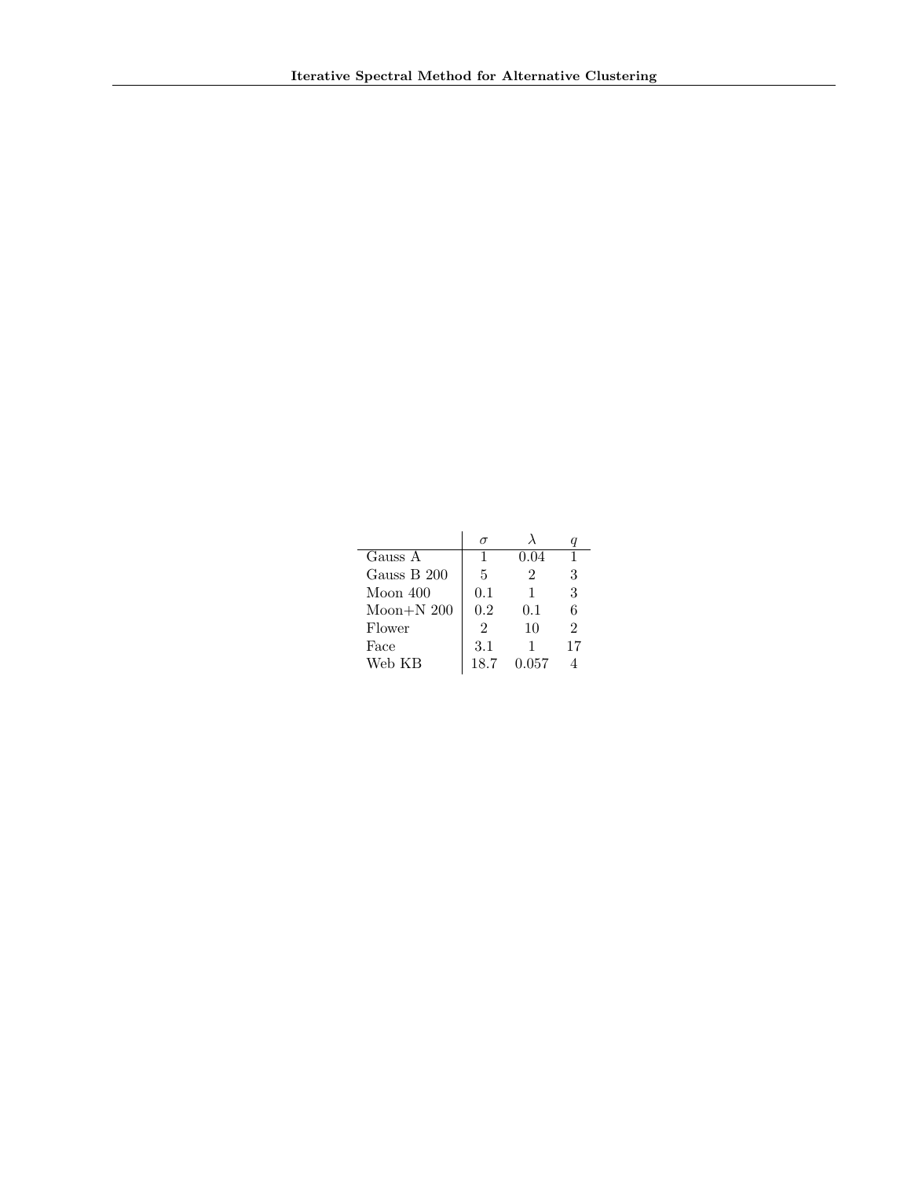| | $\sigma$ | $\lambda$ | $q$ |
|---|---|---|---|
| Gauss A | 1 | 0.04 | 1 |
| Gauss B 200 | 5 | 2 | 3 |
| Moon 400 | 0.1 | 1 | 3 |
| Moon+N 200 | 0.2 | 0.1 | 6 |
| Flower | 2 | 10 | 2 |
| Face | 3.1 | 1 | 17 |
| Web KB | 18.7 | 0.057 | 4 |